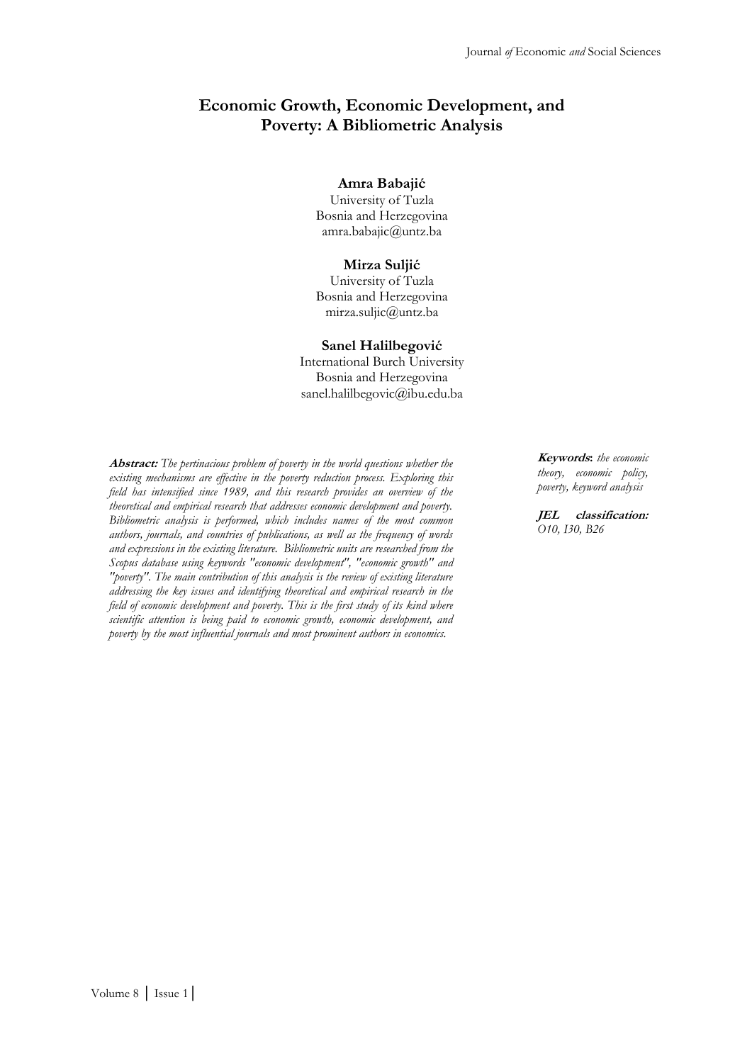# Economic Growth, Economic Development, and Poverty: A Bibliometric Analysis

**Amra Babajić**
University of Tuzla
Bosnia and Herzegovina
amra.babajic@untz.ba

**Mirza Suljić**
University of Tuzla
Bosnia and Herzegovina
mirza.suljic@untz.ba

**Sanel Halilbegović**
International Burch University
Bosnia and Herzegovina
sanel.halilbegovic@ibu.edu.ba

**Abstract:** *The pertinacious problem of poverty in the world questions whether the existing mechanisms are effective in the poverty reduction process. Exploring this field has intensified since 1989, and this research provides an overview of the theoretical and empirical research that addresses economic development and poverty. Bibliometric analysis is performed, which includes names of the most common authors, journals, and countries of publications, as well as the frequency of words and expressions in the existing literature. Bibliometric units are researched from the Scopus database using keywords "economic development", "economic growth" and "poverty". The main contribution of this analysis is the review of existing literature addressing the key issues and identifying theoretical and empirical research in the field of economic development and poverty. This is the first study of its kind where scientific attention is being paid to economic growth, economic development, and poverty by the most influential journals and most prominent authors in economics.*

**Keywords**: *the economic theory, economic policy, poverty, keyword analysis*

**JEL classification:** *O10, I30, B26*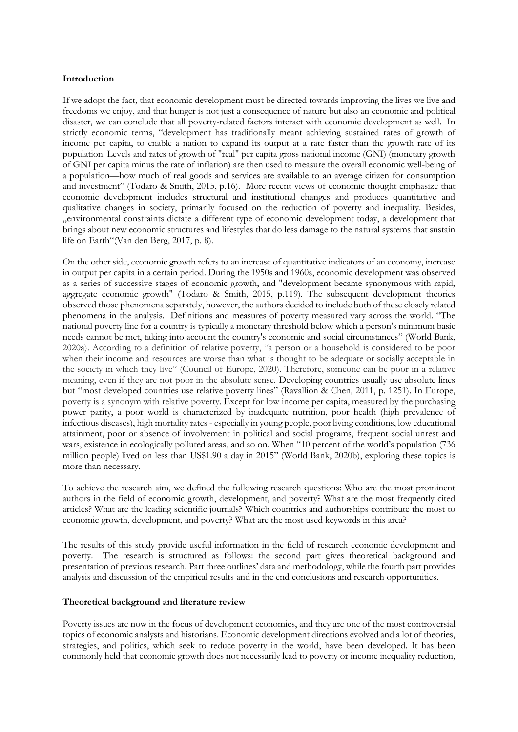**Introduction**

If we adopt the fact, that economic development must be directed towards improving the lives we live and freedoms we enjoy, and that hunger is not just a consequence of nature but also an economic and political disaster, we can conclude that all poverty-related factors interact with economic development as well. In strictly economic terms, "development has traditionally meant achieving sustained rates of growth of income per capita, to enable a nation to expand its output at a rate faster than the growth rate of its population. Levels and rates of growth of "real" per capita gross national income (GNI) (monetary growth of GNI per capita minus the rate of inflation) are then used to measure the overall economic well-being of a population—how much of real goods and services are available to an average citizen for consumption and investment" (Todaro & Smith, 2015, p.16). More recent views of economic thought emphasize that economic development includes structural and institutional changes and produces quantitative and qualitative changes in society, primarily focused on the reduction of poverty and inequality. Besides, „environmental constraints dictate a different type of economic development today, a development that brings about new economic structures and lifestyles that do less damage to the natural systems that sustain life on Earth"(Van den Berg, 2017, p. 8).

On the other side, economic growth refers to an increase of quantitative indicators of an economy, increase in output per capita in a certain period. During the 1950s and 1960s, economic development was observed as a series of successive stages of economic growth, and "development became synonymous with rapid, aggregate economic growth" (Todaro & Smith, 2015, p.119). The subsequent development theories observed those phenomena separately, however, the authors decided to include both of these closely related phenomena in the analysis. Definitions and measures of poverty measured vary across the world. "The national poverty line for a country is typically a monetary threshold below which a person's minimum basic needs cannot be met, taking into account the country's economic and social circumstances" (World Bank, 2020a). According to a definition of relative poverty, "a person or a household is considered to be poor when their income and resources are worse than what is thought to be adequate or socially acceptable in the society in which they live" (Council of Europe, 2020). Therefore, someone can be poor in a relative meaning, even if they are not poor in the absolute sense. Developing countries usually use absolute lines but "most developed countries use relative poverty lines" (Ravallion & Chen, 2011, p. 1251). In Europe, poverty is a synonym with relative poverty. Except for low income per capita, measured by the purchasing power parity, a poor world is characterized by inadequate nutrition, poor health (high prevalence of infectious diseases), high mortality rates - especially in young people, poor living conditions, low educational attainment, poor or absence of involvement in political and social programs, frequent social unrest and wars, existence in ecologically polluted areas, and so on. When "10 percent of the world's population (736 million people) lived on less than US$1.90 a day in 2015" (World Bank, 2020b), exploring these topics is more than necessary.

To achieve the research aim, we defined the following research questions: Who are the most prominent authors in the field of economic growth, development, and poverty? What are the most frequently cited articles? What are the leading scientific journals? Which countries and authorships contribute the most to economic growth, development, and poverty? What are the most used keywords in this area?

The results of this study provide useful information in the field of research economic development and poverty. The research is structured as follows: the second part gives theoretical background and presentation of previous research. Part three outlines' data and methodology, while the fourth part provides analysis and discussion of the empirical results and in the end conclusions and research opportunities.

**Theoretical background and literature review**

Poverty issues are now in the focus of development economics, and they are one of the most controversial topics of economic analysts and historians. Economic development directions evolved and a lot of theories, strategies, and politics, which seek to reduce poverty in the world, have been developed. It has been commonly held that economic growth does not necessarily lead to poverty or income inequality reduction,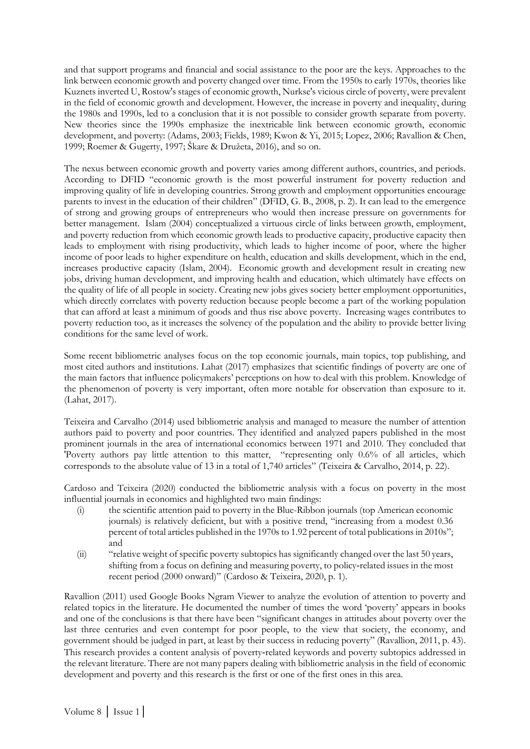and that support programs and financial and social assistance to the poor are the keys. Approaches to the link between economic growth and poverty changed over time. From the 1950s to early 1970s, theories like Kuznets inverted U, Rostow's stages of economic growth, Nurkse's vicious circle of poverty, were prevalent in the field of economic growth and development. However, the increase in poverty and inequality, during the 1980s and 1990s, led to a conclusion that it is not possible to consider growth separate from poverty. New theories since the 1990s emphasize the inextricable link between economic growth, economic development, and poverty: (Adams, 2003; Fields, 1989; Kwon & Yi, 2015; Lopez, 2006; Ravallion & Chen, 1999; Roemer & Gugerty, 1997; Škare & Družeta, 2016), and so on.

The nexus between economic growth and poverty varies among different authors, countries, and periods. According to DFID "economic growth is the most powerful instrument for poverty reduction and improving quality of life in developing countries. Strong growth and employment opportunities encourage parents to invest in the education of their children" (DFID, G. B., 2008, p. 2). It can lead to the emergence of strong and growing groups of entrepreneurs who would then increase pressure on governments for better management. Islam (2004) conceptualized a virtuous circle of links between growth, employment, and poverty reduction from which economic growth leads to productive capacity, productive capacity then leads to employment with rising productivity, which leads to higher income of poor, where the higher income of poor leads to higher expenditure on health, education and skills development, which in the end, increases productive capacity (Islam, 2004). Economic growth and development result in creating new jobs, driving human development, and improving health and education, which ultimately have effects on the quality of life of all people in society. Creating new jobs gives society better employment opportunities, which directly correlates with poverty reduction because people become a part of the working population that can afford at least a minimum of goods and thus rise above poverty. Increasing wages contributes to poverty reduction too, as it increases the solvency of the population and the ability to provide better living conditions for the same level of work.

Some recent bibliometric analyses focus on the top economic journals, main topics, top publishing, and most cited authors and institutions. Lahat (2017) emphasizes that scientific findings of poverty are one of the main factors that influence policymakers' perceptions on how to deal with this problem. Knowledge of the phenomenon of poverty is very important, often more notable for observation than exposure to it. (Lahat, 2017).

Teixeira and Carvalho (2014) used bibliometric analysis and managed to measure the number of attention authors paid to poverty and poor countries. They identified and analyzed papers published in the most prominent journals in the area of international economics between 1971 and 2010. They concluded that 'Poverty authors pay little attention to this matter, "representing only 0.6% of all articles, which corresponds to the absolute value of 13 in a total of 1,740 articles" (Teixeira & Carvalho, 2014, p. 22).

Cardoso and Teixeira (2020) conducted the bibliometric analysis with a focus on poverty in the most influential journals in economics and highlighted two main findings:

(i) the scientific attention paid to poverty in the Blue-Ribbon journals (top American economic journals) is relatively deficient, but with a positive trend, "increasing from a modest 0.36 percent of total articles published in the 1970s to 1.92 percent of total publications in 2010s"; and

(ii) "relative weight of specific poverty subtopics has significantly changed over the last 50 years, shifting from a focus on defining and measuring poverty, to policy-related issues in the most recent period (2000 onward)" (Cardoso & Teixeira, 2020, p. 1).

Ravallion (2011) used Google Books Ngram Viewer to analyze the evolution of attention to poverty and related topics in the literature. He documented the number of times the word 'poverty' appears in books and one of the conclusions is that there have been "significant changes in attitudes about poverty over the last three centuries and even contempt for poor people, to the view that society, the economy, and government should be judged in part, at least by their success in reducing poverty" (Ravallion, 2011, p. 43). This research provides a content analysis of poverty-related keywords and poverty subtopics addressed in the relevant literature. There are not many papers dealing with bibliometric analysis in the field of economic development and poverty and this research is the first or one of the first ones in this area.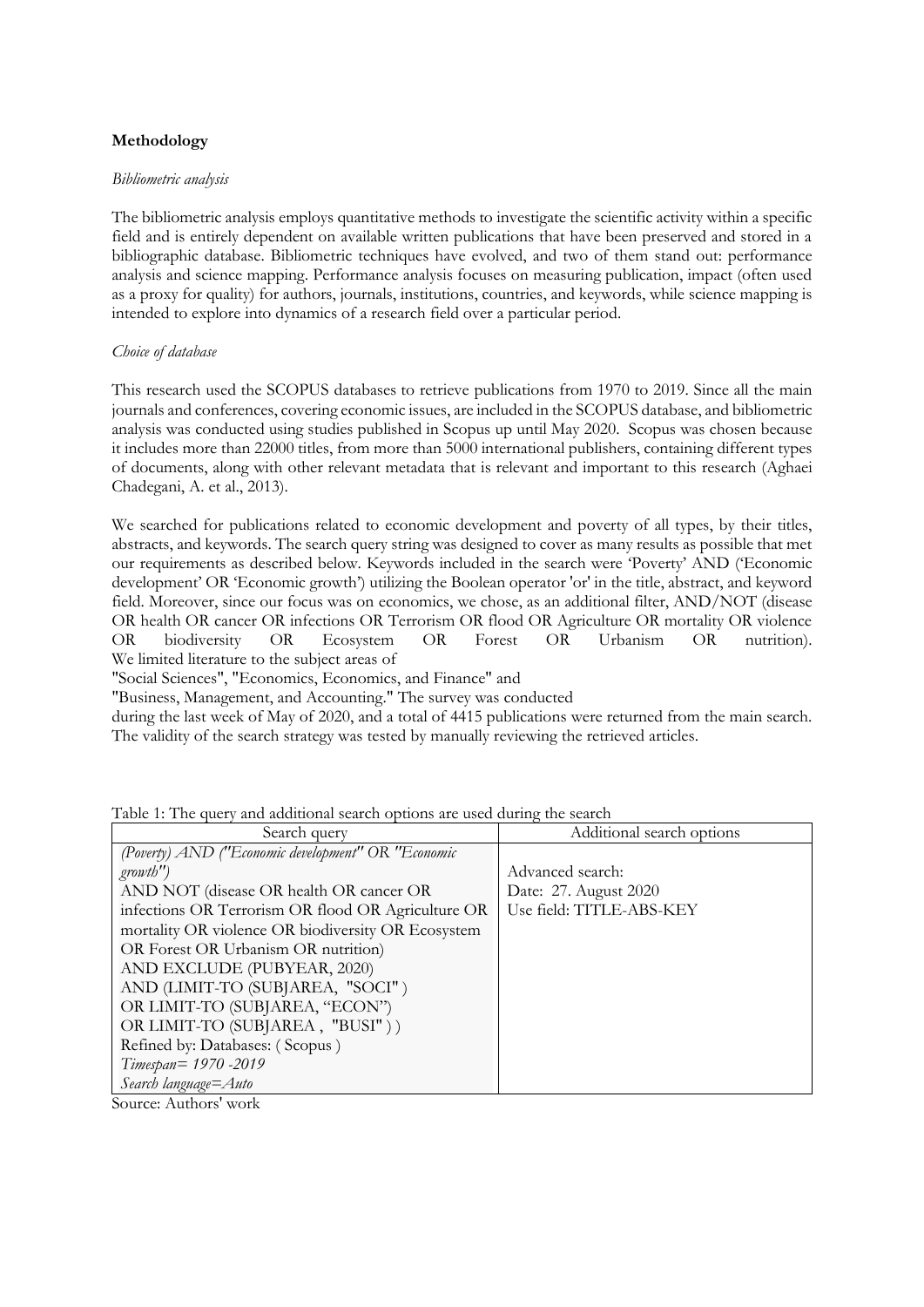**Methodology**

*Bibliometric analysis*

The bibliometric analysis employs quantitative methods to investigate the scientific activity within a specific field and is entirely dependent on available written publications that have been preserved and stored in a bibliographic database. Bibliometric techniques have evolved, and two of them stand out: performance analysis and science mapping. Performance analysis focuses on measuring publication, impact (often used as a proxy for quality) for authors, journals, institutions, countries, and keywords, while science mapping is intended to explore into dynamics of a research field over a particular period.

*Choice of database*

This research used the SCOPUS databases to retrieve publications from 1970 to 2019. Since all the main journals and conferences, covering economic issues, are included in the SCOPUS database, and bibliometric analysis was conducted using studies published in Scopus up until May 2020. Scopus was chosen because it includes more than 22000 titles, from more than 5000 international publishers, containing different types of documents, along with other relevant metadata that is relevant and important to this research (Aghaei Chadegani, A. et al., 2013).

We searched for publications related to economic development and poverty of all types, by their titles, abstracts, and keywords. The search query string was designed to cover as many results as possible that met our requirements as described below. Keywords included in the search were 'Poverty' AND ('Economic development' OR 'Economic growth') utilizing the Boolean operator 'or' in the title, abstract, and keyword field. Moreover, since our focus was on economics, we chose, as an additional filter, AND/NOT (disease OR health OR cancer OR infections OR Terrorism OR flood OR Agriculture OR mortality OR violence OR biodiversity OR Ecosystem OR Forest OR Urbanism OR nutrition). We limited literature to the subject areas of "Social Sciences", "Economics, Economics, and Finance" and "Business, Management, and Accounting." The survey was conducted during the last week of May of 2020, and a total of 4415 publications were returned from the main search. The validity of the search strategy was tested by manually reviewing the retrieved articles.

Table 1: The query and additional search options are used during the search

| Search query | Additional search options |
|---|---|
| *(Poverty) AND ("Economic development" OR "Economic growth")* AND NOT (disease OR health OR cancer OR infections OR Terrorism OR flood OR Agriculture OR mortality OR violence OR biodiversity OR Ecosystem OR Forest OR Urbanism OR nutrition) AND EXCLUDE (PUBYEAR, 2020) AND (LIMIT-TO (SUBJAREA, "SOCI") OR LIMIT-TO (SUBJAREA, "ECON") OR LIMIT-TO (SUBJAREA , "BUSI" ) ) Refined by: Databases: ( Scopus ) *Timespan= 1970 -2019* *Search language=Auto* | Advanced search: Date: 27. August 2020 Use field: TITLE-ABS-KEY |

Source: Authors' work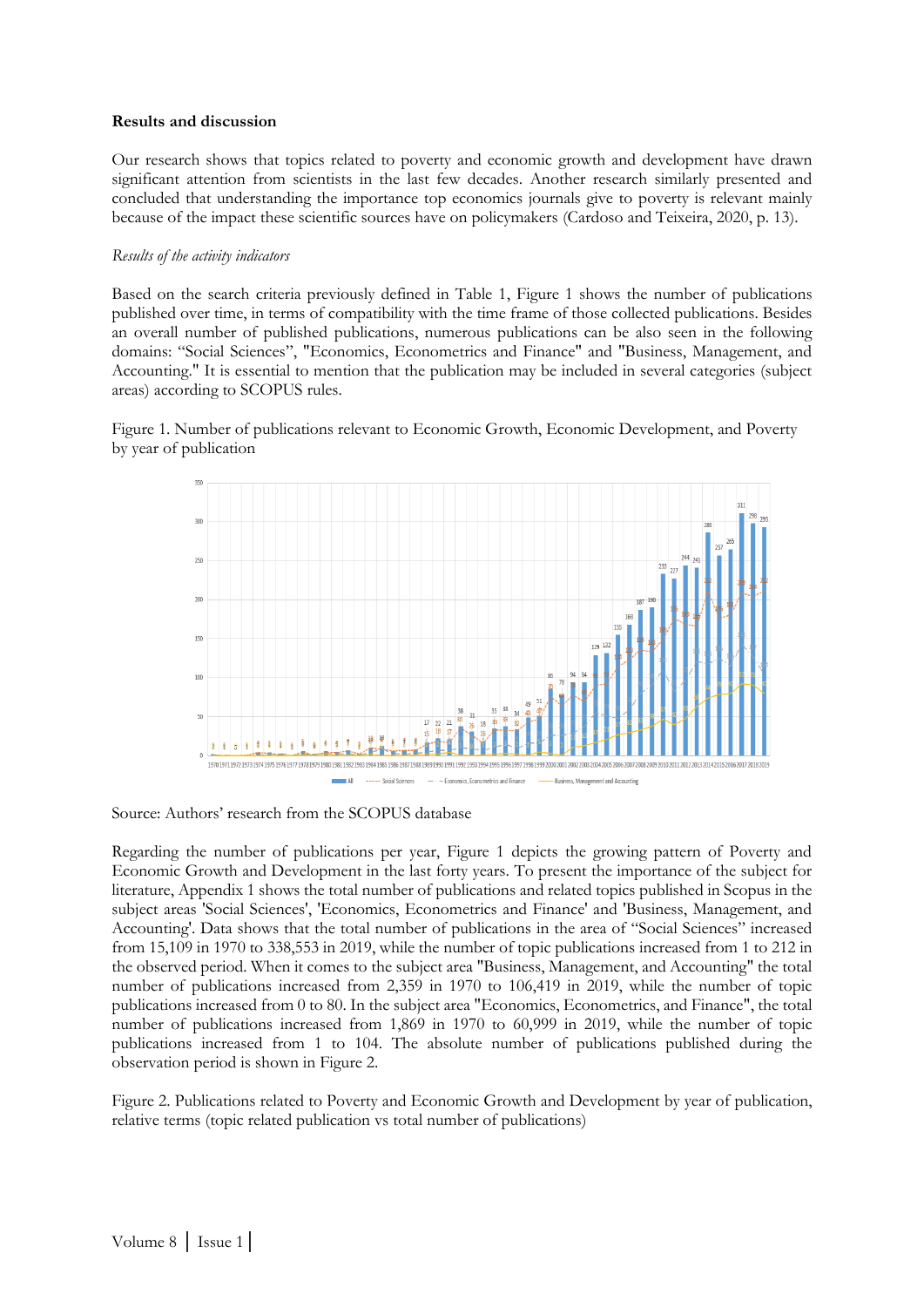**Results and discussion**

Our research shows that topics related to poverty and economic growth and development have drawn significant attention from scientists in the last few decades. Another research similarly presented and concluded that understanding the importance top economics journals give to poverty is relevant mainly because of the impact these scientific sources have on policymakers (Cardoso and Teixeira, 2020, p. 13).

*Results of the activity indicators*

Based on the search criteria previously defined in Table 1, Figure 1 shows the number of publications published over time, in terms of compatibility with the time frame of those collected publications. Besides an overall number of published publications, numerous publications can be also seen in the following domains: "Social Sciences", "Economics, Econometrics and Finance" and "Business, Management, and Accounting." It is essential to mention that the publication may be included in several categories (subject areas) according to SCOPUS rules.

Figure 1. Number of publications relevant to Economic Growth, Economic Development, and Poverty by year of publication

Source: Authors' research from the SCOPUS database

Regarding the number of publications per year, Figure 1 depicts the growing pattern of Poverty and Economic Growth and Development in the last forty years. To present the importance of the subject for literature, Appendix 1 shows the total number of publications and related topics published in Scopus in the subject areas 'Social Sciences', 'Economics, Econometrics and Finance' and 'Business, Management, and Accounting'. Data shows that the total number of publications in the area of "Social Sciences" increased from 15,109 in 1970 to 338,553 in 2019, while the number of topic publications increased from 1 to 212 in the observed period. When it comes to the subject area "Business, Management, and Accounting" the total number of publications increased from 2,359 in 1970 to 106,419 in 2019, while the number of topic publications increased from 0 to 80. In the subject area "Economics, Econometrics, and Finance", the total number of publications increased from 1,869 in 1970 to 60,999 in 2019, while the number of topic publications increased from 1 to 104. The absolute number of publications published during the observation period is shown in Figure 2.

Figure 2. Publications related to Poverty and Economic Growth and Development by year of publication, relative terms (topic related publication vs total number of publications)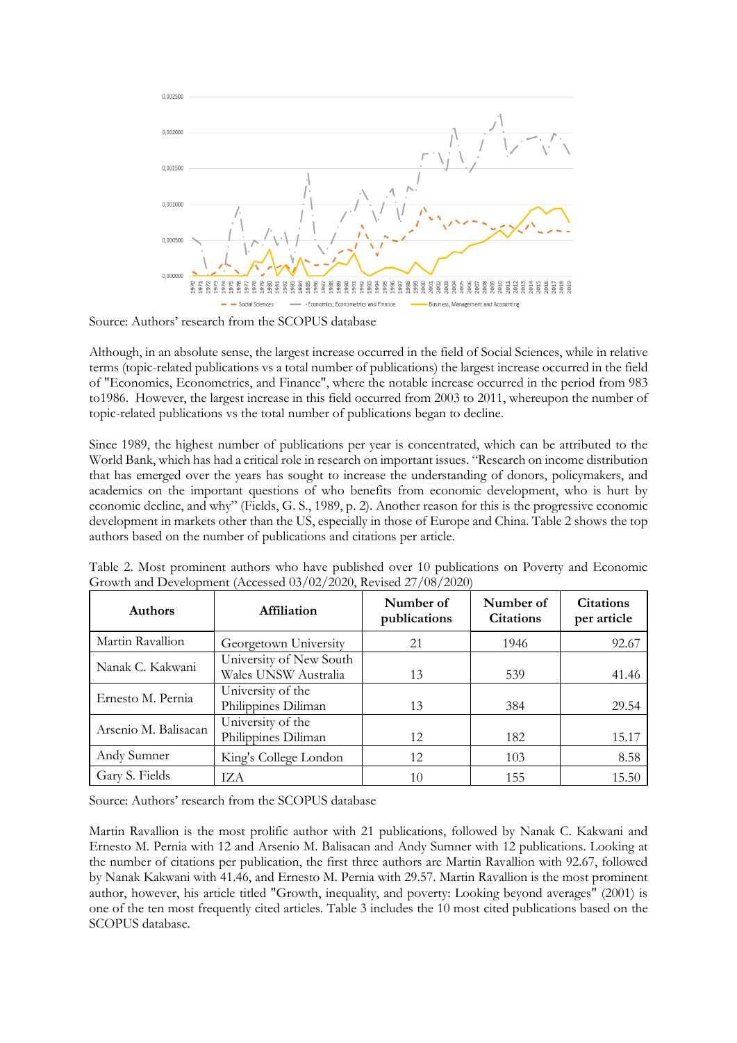Source: Authors' research from the SCOPUS database

Although, in an absolute sense, the largest increase occurred in the field of Social Sciences, while in relative terms (topic-related publications vs a total number of publications) the largest increase occurred in the field of "Economics, Econometrics, and Finance", where the notable increase occurred in the period from 983 to1986. However, the largest increase in this field occurred from 2003 to 2011, whereupon the number of topic-related publications vs the total number of publications began to decline.

Since 1989, the highest number of publications per year is concentrated, which can be attributed to the World Bank, which has had a critical role in research on important issues. "Research on income distribution that has emerged over the years has sought to increase the understanding of donors, policymakers, and academics on the important questions of who benefits from economic development, who is hurt by economic decline, and why" (Fields, G. S., 1989, p. 2). Another reason for this is the progressive economic development in markets other than the US, especially in those of Europe and China. Table 2 shows the top authors based on the number of publications and citations per article.

Table 2. Most prominent authors who have published over 10 publications on Poverty and Economic Growth and Development (Accessed 03/02/2020, Revised 27/08/2020)

| Authors | Affiliation | Number of publications | Number of Citations | Citations per article |
|---|---|---|---|---|
| Martin Ravallion | Georgetown University | 21 | 1946 | 92.67 |
| Nanak C. Kakwani | University of New South Wales UNSW Australia | 13 | 539 | 41.46 |
| Ernesto M. Pernia | University of the Philippines Diliman | 13 | 384 | 29.54 |
| Arsenio M. Balisacan | University of the Philippines Diliman | 12 | 182 | 15.17 |
| Andy Sumner | King's College London | 12 | 103 | 8.58 |
| Gary S. Fields | IZA | 10 | 155 | 15.50 |

Source: Authors' research from the SCOPUS database

Martin Ravallion is the most prolific author with 21 publications, followed by Nanak C. Kakwani and Ernesto M. Pernia with 12 and Arsenio M. Balisacan and Andy Sumner with 12 publications. Looking at the number of citations per publication, the first three authors are Martin Ravallion with 92.67, followed by Nanak Kakwani with 41.46, and Ernesto M. Pernia with 29.57. Martin Ravallion is the most prominent author, however, his article titled "Growth, inequality, and poverty: Looking beyond averages" (2001) is one of the ten most frequently cited articles. Table 3 includes the 10 most cited publications based on the SCOPUS database.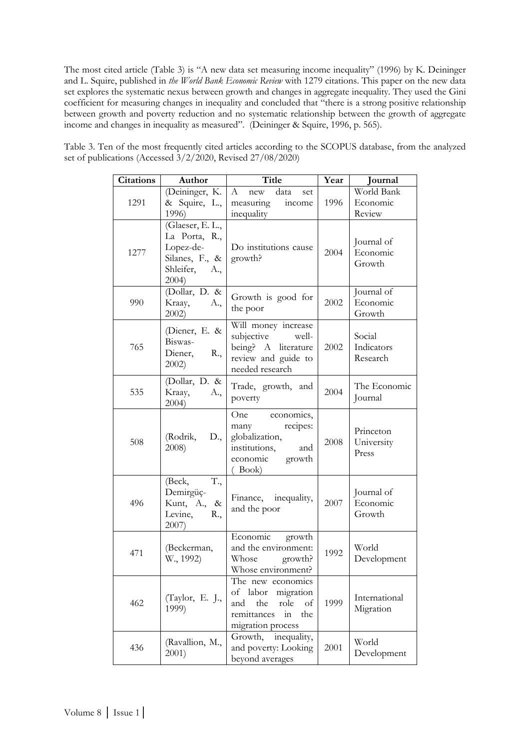The most cited article (Table 3) is "A new data set measuring income inequality" (1996) by K. Deininger and L. Squire, published in *the World Bank Economic Review* with 1279 citations. This paper on the new data set explores the systematic nexus between growth and changes in aggregate inequality. They used the Gini coefficient for measuring changes in inequality and concluded that "there is a strong positive relationship between growth and poverty reduction and no systematic relationship between the growth of aggregate income and changes in inequality as measured". (Deininger & Squire, 1996, p. 565).

Table 3. Ten of the most frequently cited articles according to the SCOPUS database, from the analyzed set of publications (Accessed 3/2/2020, Revised 27/08/2020)

| Citations | Author | Title | Year | Journal |
|---|---|---|---|---|
| 1291 | (Deininger, K. & Squire, L., 1996) | A new data set measuring income inequality | 1996 | World Bank Economic Review |
| 1277 | (Glaeser, E. L., La Porta, R., Lopez-de-Silanes, F., & Shleifer, A., 2004) | Do institutions cause growth? | 2004 | Journal of Economic Growth |
| 990 | (Dollar, D. & Kraay, A., 2002) | Growth is good for the poor | 2002 | Journal of Economic Growth |
| 765 | (Diener, E. & Biswas-Diener, R., 2002) | Will money increase subjective well-being? A literature review and guide to needed research | 2002 | Social Indicators Research |
| 535 | (Dollar, D. & Kraay, A., 2004) | Trade, growth, and poverty | 2004 | The Economic Journal |
| 508 | (Rodrik, D., 2008) | One economics, many recipes: globalization, institutions, and economic growth ( Book) | 2008 | Princeton University Press |
| 496 | (Beck, T., Demirgüç-Kunt, A., & Levine, R., 2007) | Finance, inequality, and the poor | 2007 | Journal of Economic Growth |
| 471 | (Beckerman, W., 1992) | Economic growth and the environment: Whose growth? Whose environment? | 1992 | World Development |
| 462 | (Taylor, E. J., 1999) | The new economics of labor migration and the role of remittances in the migration process | 1999 | International Migration |
| 436 | (Ravallion, M., 2001) | Growth, inequality, and poverty: Looking beyond averages | 2001 | World Development |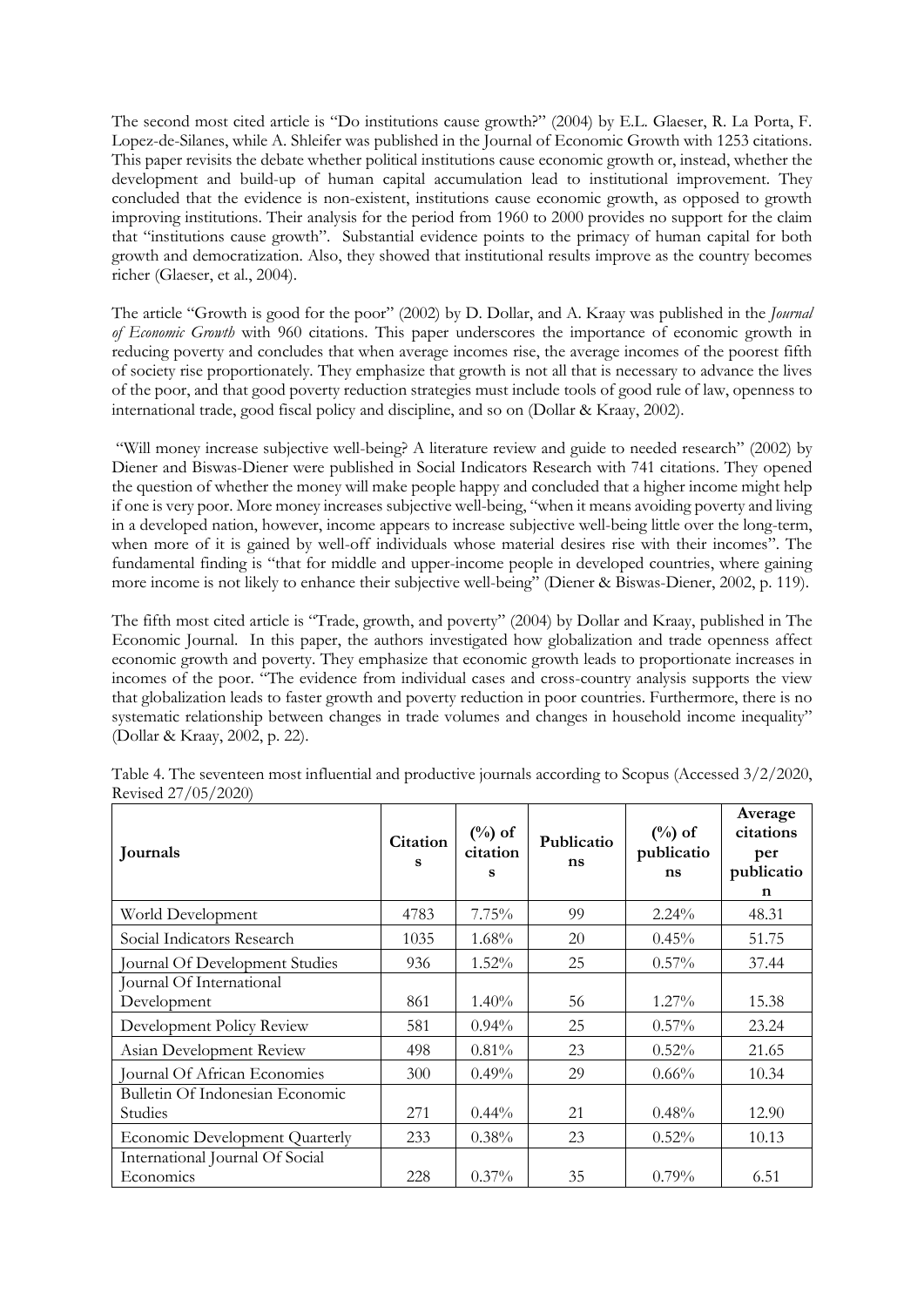The second most cited article is "Do institutions cause growth?" (2004) by E.L. Glaeser, R. La Porta, F. Lopez-de-Silanes, while A. Shleifer was published in the Journal of Economic Growth with 1253 citations. This paper revisits the debate whether political institutions cause economic growth or, instead, whether the development and build-up of human capital accumulation lead to institutional improvement. They concluded that the evidence is non-existent, institutions cause economic growth, as opposed to growth improving institutions. Their analysis for the period from 1960 to 2000 provides no support for the claim that "institutions cause growth". Substantial evidence points to the primacy of human capital for both growth and democratization. Also, they showed that institutional results improve as the country becomes richer (Glaeser, et al., 2004).

The article "Growth is good for the poor" (2002) by D. Dollar, and A. Kraay was published in the *Journal of Economic Growth* with 960 citations. This paper underscores the importance of economic growth in reducing poverty and concludes that when average incomes rise, the average incomes of the poorest fifth of society rise proportionately. They emphasize that growth is not all that is necessary to advance the lives of the poor, and that good poverty reduction strategies must include tools of good rule of law, openness to international trade, good fiscal policy and discipline, and so on (Dollar & Kraay, 2002).

"Will money increase subjective well-being? A literature review and guide to needed research" (2002) by Diener and Biswas-Diener were published in Social Indicators Research with 741 citations. They opened the question of whether the money will make people happy and concluded that a higher income might help if one is very poor. More money increases subjective well-being, "when it means avoiding poverty and living in a developed nation, however, income appears to increase subjective well-being little over the long-term, when more of it is gained by well-off individuals whose material desires rise with their incomes". The fundamental finding is "that for middle and upper-income people in developed countries, where gaining more income is not likely to enhance their subjective well-being" (Diener & Biswas-Diener, 2002, p. 119).

The fifth most cited article is "Trade, growth, and poverty" (2004) by Dollar and Kraay, published in The Economic Journal. In this paper, the authors investigated how globalization and trade openness affect economic growth and poverty. They emphasize that economic growth leads to proportionate increases in incomes of the poor. "The evidence from individual cases and cross-country analysis supports the view that globalization leads to faster growth and poverty reduction in poor countries. Furthermore, there is no systematic relationship between changes in trade volumes and changes in household income inequality" (Dollar & Kraay, 2002, p. 22).

Table 4. The seventeen most influential and productive journals according to Scopus (Accessed 3/2/2020, Revised 27/05/2020)

| Journals | Citations | (%) of citations | Publications | (%) of publications | Average citations per publication |
|---|---|---|---|---|---|
| World Development | 4783 | 7.75% | 99 | 2.24% | 48.31 |
| Social Indicators Research | 1035 | 1.68% | 20 | 0.45% | 51.75 |
| Journal Of Development Studies | 936 | 1.52% | 25 | 0.57% | 37.44 |
| Journal Of International Development | 861 | 1.40% | 56 | 1.27% | 15.38 |
| Development Policy Review | 581 | 0.94% | 25 | 0.57% | 23.24 |
| Asian Development Review | 498 | 0.81% | 23 | 0.52% | 21.65 |
| Journal Of African Economies | 300 | 0.49% | 29 | 0.66% | 10.34 |
| Bulletin Of Indonesian Economic Studies | 271 | 0.44% | 21 | 0.48% | 12.90 |
| Economic Development Quarterly | 233 | 0.38% | 23 | 0.52% | 10.13 |
| International Journal Of Social Economics | 228 | 0.37% | 35 | 0.79% | 6.51 |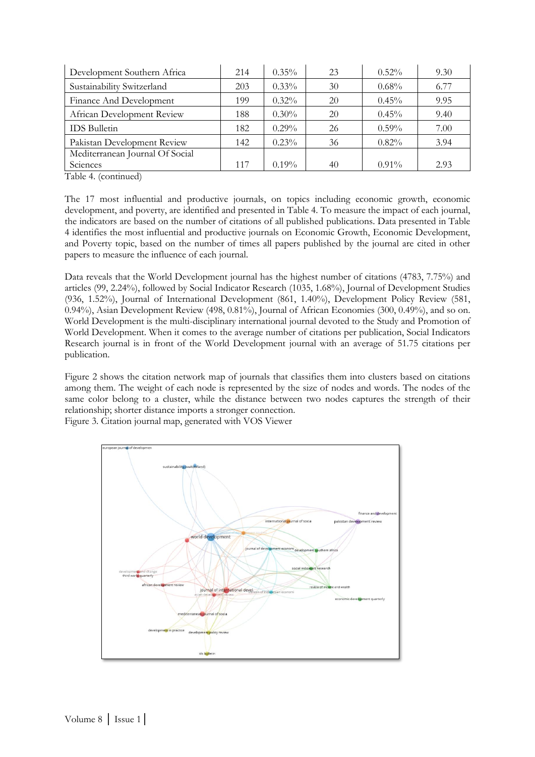| Development Southern Africa | 214 | 0.35% | 23 | 0.52% | 9.30 |
|---|---|---|---|---|---|
| Sustainability Switzerland | 203 | 0.33% | 30 | 0.68% | 6.77 |
| Finance And Development | 199 | 0.32% | 20 | 0.45% | 9.95 |
| African Development Review | 188 | 0.30% | 20 | 0.45% | 9.40 |
| IDS Bulletin | 182 | 0.29% | 26 | 0.59% | 7.00 |
| Pakistan Development Review | 142 | 0.23% | 36 | 0.82% | 3.94 |
| Mediterranean Journal Of Social Sciences | 117 | 0.19% | 40 | 0.91% | 2.93 |

Table 4. (continued)

The 17 most influential and productive journals, on topics including economic growth, economic development, and poverty, are identified and presented in Table 4. To measure the impact of each journal, the indicators are based on the number of citations of all published publications. Data presented in Table 4 identifies the most influential and productive journals on Economic Growth, Economic Development, and Poverty topic, based on the number of times all papers published by the journal are cited in other papers to measure the influence of each journal.

Data reveals that the World Development journal has the highest number of citations (4783, 7.75%) and articles (99, 2.24%), followed by Social Indicator Research (1035, 1.68%), Journal of Development Studies (936, 1.52%), Journal of International Development (861, 1.40%), Development Policy Review (581, 0.94%), Asian Development Review (498, 0.81%), Journal of African Economies (300, 0.49%), and so on. World Development is the multi-disciplinary international journal devoted to the Study and Promotion of World Development. When it comes to the average number of citations per publication, Social Indicators Research journal is in front of the World Development journal with an average of 51.75 citations per publication.

Figure 2 shows the citation network map of journals that classifies them into clusters based on citations among them. The weight of each node is represented by the size of nodes and words. The nodes of the same color belong to a cluster, while the distance between two nodes captures the strength of their relationship; shorter distance imports a stronger connection.

Figure 3. Citation journal map, generated with VOS Viewer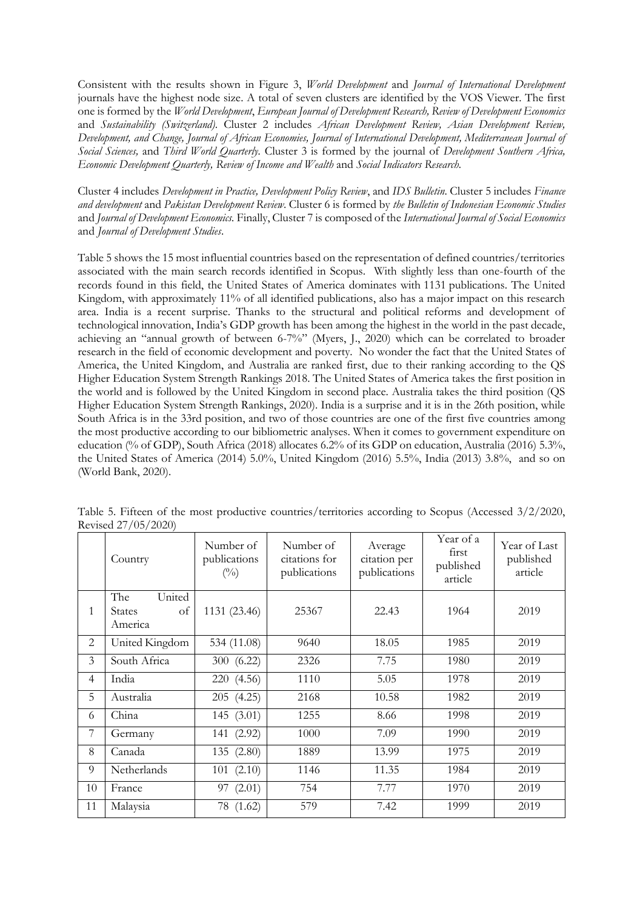Consistent with the results shown in Figure 3, *World Development* and *Journal of International Development* journals have the highest node size. A total of seven clusters are identified by the VOS Viewer. The first one is formed by the *World Development*, *European Journal of Development Research, Review of Development Economics* and *Sustainability (Switzerland).* Cluster 2 includes *African Development Review, Asian Development Review, Development, and Change, Journal of African Economies, Journal of International Development, Mediterranean Journal of Social Sciences,* and *Third World Quarterly.* Cluster 3 is formed by the journal of *Development Southern Africa, Economic Development Quarterly, Review of Income and Wealth* and *Social Indicators Research.*

Cluster 4 includes *Development in Practice, Development Policy Review*, and *IDS Bulletin*. Cluster 5 includes *Finance and development* and *Pakistan Development Review*. Cluster 6 is formed by *the Bulletin of Indonesian Economic Studies* and *Journal of Development Economics.* Finally, Cluster 7 is composed of the *International Journal of Social Economics* and *Journal of Development Studies*.

Table 5 shows the 15 most influential countries based on the representation of defined countries/territories associated with the main search records identified in Scopus. With slightly less than one-fourth of the records found in this field, the United States of America dominates with 1131 publications. The United Kingdom, with approximately 11% of all identified publications, also has a major impact on this research area. India is a recent surprise. Thanks to the structural and political reforms and development of technological innovation, India's GDP growth has been among the highest in the world in the past decade, achieving an "annual growth of between 6-7%" (Myers, J., 2020) which can be correlated to broader research in the field of economic development and poverty. No wonder the fact that the United States of America, the United Kingdom, and Australia are ranked first, due to their ranking according to the QS Higher Education System Strength Rankings 2018. The United States of America takes the first position in the world and is followed by the United Kingdom in second place. Australia takes the third position (QS Higher Education System Strength Rankings, 2020). India is a surprise and it is in the 26th position, while South Africa is in the 33rd position, and two of those countries are one of the first five countries among the most productive according to our bibliometric analyses. When it comes to government expenditure on education (% of GDP), South Africa (2018) allocates 6.2% of its GDP on education, Australia (2016) 5.3%, the United States of America (2014) 5.0%, United Kingdom (2016) 5.5%, India (2013) 3.8%, and so on (World Bank, 2020).

Table 5. Fifteen of the most productive countries/territories according to Scopus (Accessed 3/2/2020, Revised 27/05/2020)

| | Country | Number of publications (%) | Number of citations for publications | Average citation per publications | Year of a first published article | Year of Last published article |
|---|---|---|---|---|---|---|
| 1 | The United States of America | 1131 (23.46) | 25367 | 22.43 | 1964 | 2019 |
| 2 | United Kingdom | 534 (11.08) | 9640 | 18.05 | 1985 | 2019 |
| 3 | South Africa | 300 (6.22) | 2326 | 7.75 | 1980 | 2019 |
| 4 | India | 220 (4.56) | 1110 | 5.05 | 1978 | 2019 |
| 5 | Australia | 205 (4.25) | 2168 | 10.58 | 1982 | 2019 |
| 6 | China | 145 (3.01) | 1255 | 8.66 | 1998 | 2019 |
| 7 | Germany | 141 (2.92) | 1000 | 7.09 | 1990 | 2019 |
| 8 | Canada | 135 (2.80) | 1889 | 13.99 | 1975 | 2019 |
| 9 | Netherlands | 101 (2.10) | 1146 | 11.35 | 1984 | 2019 |
| 10 | France | 97 (2.01) | 754 | 7.77 | 1970 | 2019 |
| 11 | Malaysia | 78 (1.62) | 579 | 7.42 | 1999 | 2019 |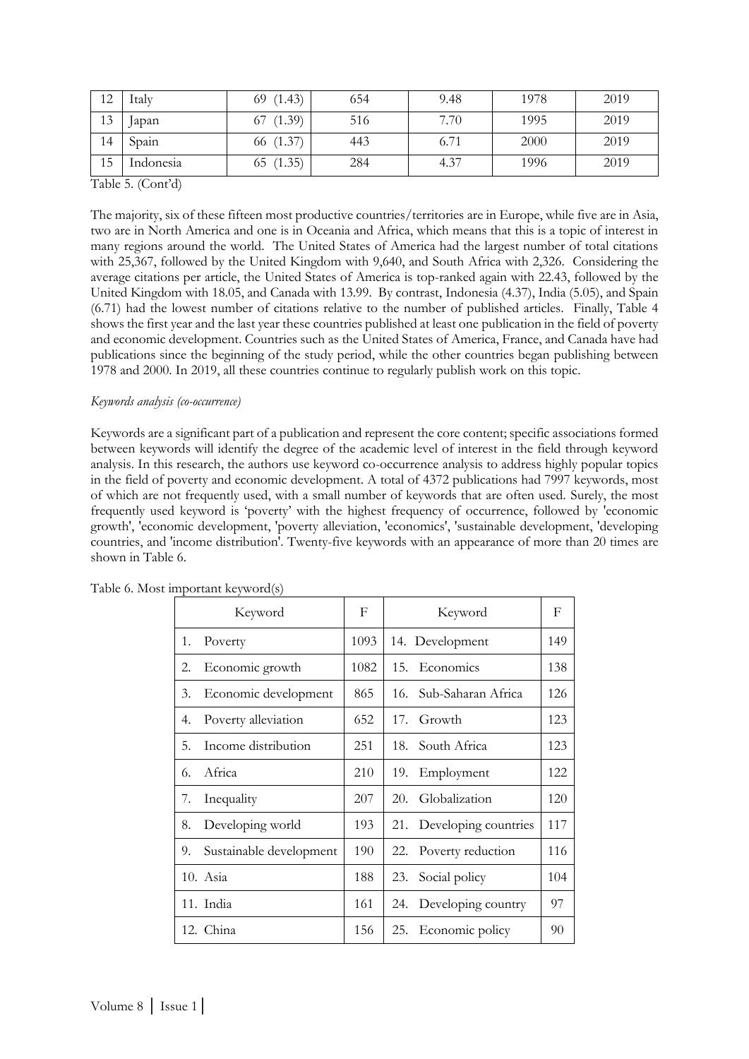| 12 | Italy | 69 (1.43) | 654 | 9.48 | 1978 | 2019 |
|---|---|---|---|---|---|---|
| 13 | Japan | 67 (1.39) | 516 | 7.70 | 1995 | 2019 |
| 14 | Spain | 66 (1.37) | 443 | 6.71 | 2000 | 2019 |
| 15 | Indonesia | 65 (1.35) | 284 | 4.37 | 1996 | 2019 |

Table 5. (Cont'd)

The majority, six of these fifteen most productive countries/territories are in Europe, while five are in Asia, two are in North America and one is in Oceania and Africa, which means that this is a topic of interest in many regions around the world. The United States of America had the largest number of total citations with 25,367, followed by the United Kingdom with 9,640, and South Africa with 2,326. Considering the average citations per article, the United States of America is top-ranked again with 22.43, followed by the United Kingdom with 18.05, and Canada with 13.99. By contrast, Indonesia (4.37), India (5.05), and Spain (6.71) had the lowest number of citations relative to the number of published articles. Finally, Table 4 shows the first year and the last year these countries published at least one publication in the field of poverty and economic development. Countries such as the United States of America, France, and Canada have had publications since the beginning of the study period, while the other countries began publishing between 1978 and 2000. In 2019, all these countries continue to regularly publish work on this topic.

*Keywords analysis (co-occurrence)*

Keywords are a significant part of a publication and represent the core content; specific associations formed between keywords will identify the degree of the academic level of interest in the field through keyword analysis. In this research, the authors use keyword co-occurrence analysis to address highly popular topics in the field of poverty and economic development. A total of 4372 publications had 7997 keywords, most of which are not frequently used, with a small number of keywords that are often used. Surely, the most frequently used keyword is 'poverty' with the highest frequency of occurrence, followed by 'economic growth', 'economic development, 'poverty alleviation, 'economics', 'sustainable development, 'developing countries, and 'income distribution'. Twenty-five keywords with an appearance of more than 20 times are shown in Table 6.

Table 6. Most important keyword(s)

| Keyword | F | Keyword | F |
|---|---|---|---|
| 1. Poverty | 1093 | 14. Development | 149 |
| 2. Economic growth | 1082 | 15. Economics | 138 |
| 3. Economic development | 865 | 16. Sub-Saharan Africa | 126 |
| 4. Poverty alleviation | 652 | 17. Growth | 123 |
| 5. Income distribution | 251 | 18. South Africa | 123 |
| 6. Africa | 210 | 19. Employment | 122 |
| 7. Inequality | 207 | 20. Globalization | 120 |
| 8. Developing world | 193 | 21. Developing countries | 117 |
| 9. Sustainable development | 190 | 22. Poverty reduction | 116 |
| 10. Asia | 188 | 23. Social policy | 104 |
| 11. India | 161 | 24. Developing country | 97 |
| 12. China | 156 | 25. Economic policy | 90 |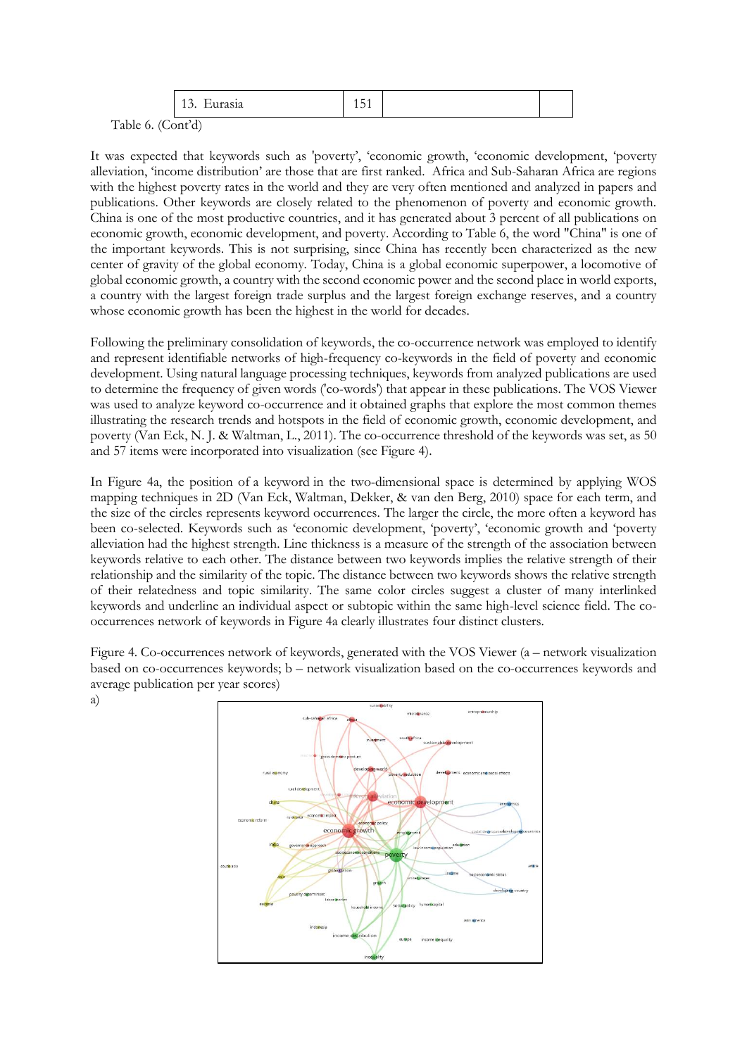| 13. Eurasia | 151 | | |
|---|---|---|---|

Table 6. (Cont'd)

It was expected that keywords such as 'poverty', 'economic growth, 'economic development, 'poverty alleviation, 'income distribution' are those that are first ranked. Africa and Sub-Saharan Africa are regions with the highest poverty rates in the world and they are very often mentioned and analyzed in papers and publications. Other keywords are closely related to the phenomenon of poverty and economic growth. China is one of the most productive countries, and it has generated about 3 percent of all publications on economic growth, economic development, and poverty. According to Table 6, the word "China" is one of the important keywords. This is not surprising, since China has recently been characterized as the new center of gravity of the global economy. Today, China is a global economic superpower, a locomotive of global economic growth, a country with the second economic power and the second place in world exports, a country with the largest foreign trade surplus and the largest foreign exchange reserves, and a country whose economic growth has been the highest in the world for decades.

Following the preliminary consolidation of keywords, the co-occurrence network was employed to identify and represent identifiable networks of high-frequency co-keywords in the field of poverty and economic development. Using natural language processing techniques, keywords from analyzed publications are used to determine the frequency of given words ('co-words') that appear in these publications. The VOS Viewer was used to analyze keyword co-occurrence and it obtained graphs that explore the most common themes illustrating the research trends and hotspots in the field of economic growth, economic development, and poverty (Van Eck, N. J. & Waltman, L., 2011). The co-occurrence threshold of the keywords was set, as 50 and 57 items were incorporated into visualization (see Figure 4).

In Figure 4a, the position of a keyword in the two-dimensional space is determined by applying WOS mapping techniques in 2D (Van Eck, Waltman, Dekker, & van den Berg, 2010) space for each term, and the size of the circles represents keyword occurrences. The larger the circle, the more often a keyword has been co-selected. Keywords such as 'economic development, 'poverty', 'economic growth and 'poverty alleviation had the highest strength. Line thickness is a measure of the strength of the association between keywords relative to each other. The distance between two keywords implies the relative strength of their relationship and the similarity of the topic. The distance between two keywords shows the relative strength of their relatedness and topic similarity. The same color circles suggest a cluster of many interlinked keywords and underline an individual aspect or subtopic within the same high-level science field. The co-occurrences network of keywords in Figure 4a clearly illustrates four distinct clusters.

Figure 4. Co-occurrences network of keywords, generated with the VOS Viewer (a – network visualization based on co-occurrences keywords; b – network visualization based on the co-occurrences keywords and average publication per year scores)

a)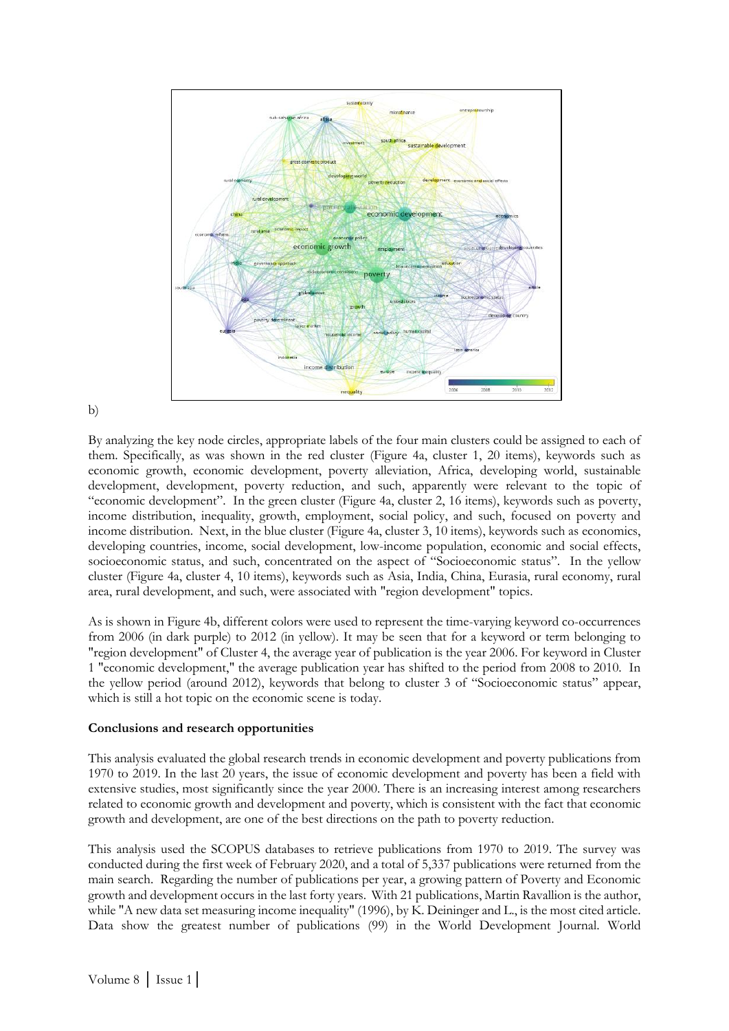b)

By analyzing the key node circles, appropriate labels of the four main clusters could be assigned to each of them. Specifically, as was shown in the red cluster (Figure 4a, cluster 1, 20 items), keywords such as economic growth, economic development, poverty alleviation, Africa, developing world, sustainable development, development, poverty reduction, and such, apparently were relevant to the topic of "economic development". In the green cluster (Figure 4a, cluster 2, 16 items), keywords such as poverty, income distribution, inequality, growth, employment, social policy, and such, focused on poverty and income distribution. Next, in the blue cluster (Figure 4a, cluster 3, 10 items), keywords such as economics, developing countries, income, social development, low-income population, economic and social effects, socioeconomic status, and such, concentrated on the aspect of "Socioeconomic status". In the yellow cluster (Figure 4a, cluster 4, 10 items), keywords such as Asia, India, China, Eurasia, rural economy, rural area, rural development, and such, were associated with "region development" topics.

As is shown in Figure 4b, different colors were used to represent the time-varying keyword co-occurrences from 2006 (in dark purple) to 2012 (in yellow). It may be seen that for a keyword or term belonging to "region development" of Cluster 4, the average year of publication is the year 2006. For keyword in Cluster 1 "economic development," the average publication year has shifted to the period from 2008 to 2010. In the yellow period (around 2012), keywords that belong to cluster 3 of "Socioeconomic status" appear, which is still a hot topic on the economic scene is today.

**Conclusions and research opportunities**

This analysis evaluated the global research trends in economic development and poverty publications from 1970 to 2019. In the last 20 years, the issue of economic development and poverty has been a field with extensive studies, most significantly since the year 2000. There is an increasing interest among researchers related to economic growth and development and poverty, which is consistent with the fact that economic growth and development, are one of the best directions on the path to poverty reduction.

This analysis used the SCOPUS databases to retrieve publications from 1970 to 2019. The survey was conducted during the first week of February 2020, and a total of 5,337 publications were returned from the main search. Regarding the number of publications per year, a growing pattern of Poverty and Economic growth and development occurs in the last forty years. With 21 publications, Martin Ravallion is the author, while "A new data set measuring income inequality" (1996), by K. Deininger and L., is the most cited article. Data show the greatest number of publications (99) in the World Development Journal. World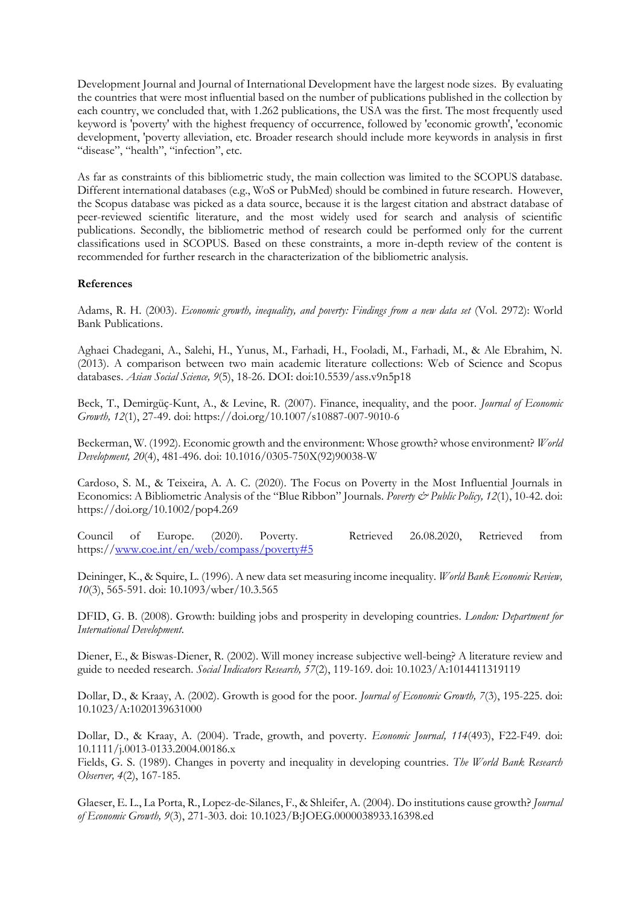Development Journal and Journal of International Development have the largest node sizes. By evaluating the countries that were most influential based on the number of publications published in the collection by each country, we concluded that, with 1.262 publications, the USA was the first. The most frequently used keyword is 'poverty' with the highest frequency of occurrence, followed by 'economic growth', 'economic development, 'poverty alleviation, etc. Broader research should include more keywords in analysis in first "disease", "health", "infection", etc.

As far as constraints of this bibliometric study, the main collection was limited to the SCOPUS database. Different international databases (e.g., WoS or PubMed) should be combined in future research. However, the Scopus database was picked as a data source, because it is the largest citation and abstract database of peer-reviewed scientific literature, and the most widely used for search and analysis of scientific publications. Secondly, the bibliometric method of research could be performed only for the current classifications used in SCOPUS. Based on these constraints, a more in-depth review of the content is recommended for further research in the characterization of the bibliometric analysis.

**References**

Adams, R. H. (2003). *Economic growth, inequality, and poverty: Findings from a new data set* (Vol. 2972): World Bank Publications.

Aghaei Chadegani, A., Salehi, H., Yunus, M., Farhadi, H., Fooladi, M., Farhadi, M., & Ale Ebrahim, N. (2013). A comparison between two main academic literature collections: Web of Science and Scopus databases. *Asian Social Science, 9*(5), 18-26. DOI: doi:10.5539/ass.v9n5p18

Beck, T., Demirgüç-Kunt, A., & Levine, R. (2007). Finance, inequality, and the poor. *Journal of Economic Growth, 12*(1), 27-49. doi: https://doi.org/10.1007/s10887-007-9010-6

Beckerman, W. (1992). Economic growth and the environment: Whose growth? whose environment? *World Development, 20*(4), 481-496. doi: 10.1016/0305-750X(92)90038-W

Cardoso, S. M., & Teixeira, A. A. C. (2020). The Focus on Poverty in the Most Influential Journals in Economics: A Bibliometric Analysis of the "Blue Ribbon" Journals. *Poverty & Public Policy, 12*(1), 10-42. doi: https://doi.org/10.1002/pop4.269

Council of Europe. (2020). Poverty. Retrieved 26.08.2020, Retrieved from https://www.coe.int/en/web/compass/poverty#5

Deininger, K., & Squire, L. (1996). A new data set measuring income inequality. *World Bank Economic Review, 10*(3), 565-591. doi: 10.1093/wber/10.3.565

DFID, G. B. (2008). Growth: building jobs and prosperity in developing countries. *London: Department for International Development*.

Diener, E., & Biswas-Diener, R. (2002). Will money increase subjective well-being? A literature review and guide to needed research. *Social Indicators Research, 57*(2), 119-169. doi: 10.1023/A:1014411319119

Dollar, D., & Kraay, A. (2002). Growth is good for the poor. *Journal of Economic Growth, 7*(3), 195-225. doi: 10.1023/A:1020139631000

Dollar, D., & Kraay, A. (2004). Trade, growth, and poverty. *Economic Journal, 114*(493), F22-F49. doi: 10.1111/j.0013-0133.2004.00186.x

Fields, G. S. (1989). Changes in poverty and inequality in developing countries. *The World Bank Research Observer, 4*(2), 167-185.

Glaeser, E. L., La Porta, R., Lopez-de-Silanes, F., & Shleifer, A. (2004). Do institutions cause growth? *Journal of Economic Growth, 9*(3), 271-303. doi: 10.1023/B:JOEG.0000038933.16398.ed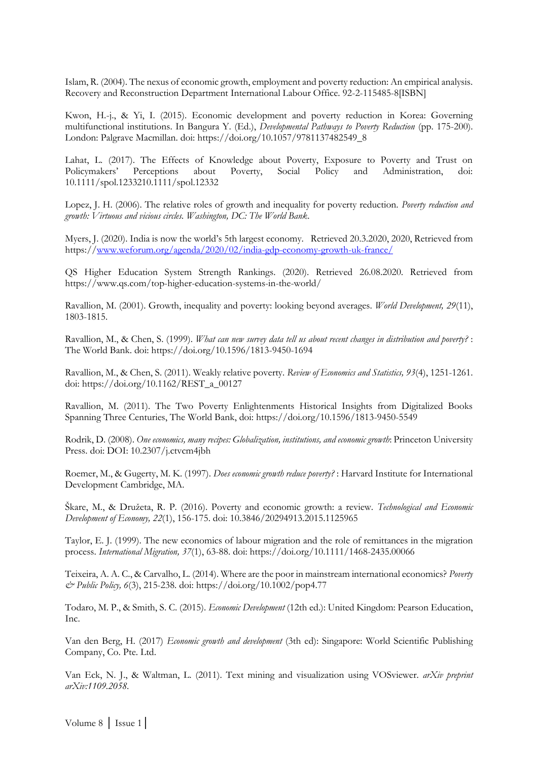Islam, R. (2004). The nexus of economic growth, employment and poverty reduction: An empirical analysis. Recovery and Reconstruction Department International Labour Office. 92-2-115485-8[ISBN]

Kwon, H.-j., & Yi, I. (2015). Economic development and poverty reduction in Korea: Governing multifunctional institutions. In Bangura Y. (Ed.), *Developmental Pathways to Poverty Reduction* (pp. 175-200). London: Palgrave Macmillan. doi: https://doi.org/10.1057/9781137482549_8

Lahat, L. (2017). The Effects of Knowledge about Poverty, Exposure to Poverty and Trust on Policymakers' Perceptions about Poverty, Social Policy and Administration, doi: 10.1111/spol.1233210.1111/spol.12332

Lopez, J. H. (2006). The relative roles of growth and inequality for poverty reduction. *Poverty reduction and growth: Virtuous and vicious circles. Washington, DC: The World Bank.*

Myers, J. (2020). India is now the world's 5th largest economy. Retrieved 20.3.2020, 2020, Retrieved from https://www.weforum.org/agenda/2020/02/india-gdp-economy-growth-uk-france/

QS Higher Education System Strength Rankings. (2020). Retrieved 26.08.2020. Retrieved from https://www.qs.com/top-higher-education-systems-in-the-world/

Ravallion, M. (2001). Growth, inequality and poverty: looking beyond averages. *World Development, 29*(11), 1803-1815.

Ravallion, M., & Chen, S. (1999). *What can new survey data tell us about recent changes in distribution and poverty?* : The World Bank. doi: https://doi.org/10.1596/1813-9450-1694

Ravallion, M., & Chen, S. (2011). Weakly relative poverty. *Review of Economics and Statistics, 93*(4), 1251-1261. doi: https://doi.org/10.1162/REST_a_00127

Ravallion, M. (2011). The Two Poverty Enlightenments Historical Insights from Digitalized Books Spanning Three Centuries, The World Bank, doi: https://doi.org/10.1596/1813-9450-5549

Rodrik, D. (2008). *One economics, many recipes: Globalization, institutions, and economic growth*: Princeton University Press. doi: DOI: 10.2307/j.ctvcm4jbh

Roemer, M., & Gugerty, M. K. (1997). *Does economic growth reduce poverty?* : Harvard Institute for International Development Cambridge, MA.

Škare, M., & Družeta, R. P. (2016). Poverty and economic growth: a review. *Technological and Economic Development of Economy, 22*(1), 156-175. doi: 10.3846/20294913.2015.1125965

Taylor, E. J. (1999). The new economics of labour migration and the role of remittances in the migration process. *International Migration, 37*(1), 63-88. doi: https://doi.org/10.1111/1468-2435.00066

Teixeira, A. A. C., & Carvalho, L. (2014). Where are the poor in mainstream international economics? *Poverty & Public Policy, 6*(3), 215-238. doi: https://doi.org/10.1002/pop4.77

Todaro, M. P., & Smith, S. C. (2015). *Economic Development* (12th ed.): United Kingdom: Pearson Education, Inc.

Van den Berg, H. (2017) *Economic growth and development* (3th ed): Singapore: World Scientific Publishing Company, Co. Pte. Ltd.

Van Eck, N. J., & Waltman, L. (2011). Text mining and visualization using VOSviewer. *arXiv preprint arXiv:1109.2058.*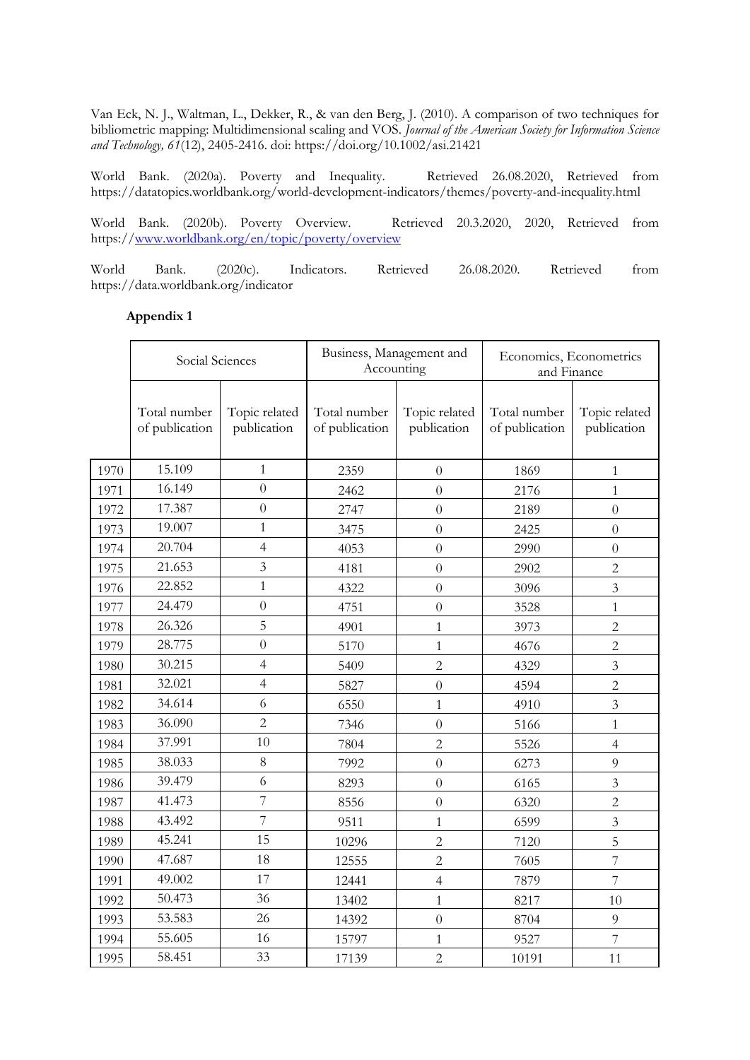Van Eck, N. J., Waltman, L., Dekker, R., & van den Berg, J. (2010). A comparison of two techniques for bibliometric mapping: Multidimensional scaling and VOS. *Journal of the American Society for Information Science and Technology, 61*(12), 2405-2416. doi: https://doi.org/10.1002/asi.21421

World Bank. (2020a). Poverty and Inequality. Retrieved 26.08.2020, Retrieved from https://datatopics.worldbank.org/world-development-indicators/themes/poverty-and-inequality.html

World Bank. (2020b). Poverty Overview. Retrieved 20.3.2020, 2020, Retrieved from https://www.worldbank.org/en/topic/poverty/overview

World Bank. (2020c). Indicators. Retrieved 26.08.2020. Retrieved from https://data.worldbank.org/indicator

**Appendix 1**

| | Social Sciences | | Business, Management and Accounting | | Economics, Econometrics and Finance | |
|---|---|---|---|---|---|---|
| | Total number of publication | Topic related publication | Total number of publication | Topic related publication | Total number of publication | Topic related publication |
| 1970 | 15.109 | 1 | 2359 | 0 | 1869 | 1 |
| 1971 | 16.149 | 0 | 2462 | 0 | 2176 | 1 |
| 1972 | 17.387 | 0 | 2747 | 0 | 2189 | 0 |
| 1973 | 19.007 | 1 | 3475 | 0 | 2425 | 0 |
| 1974 | 20.704 | 4 | 4053 | 0 | 2990 | 0 |
| 1975 | 21.653 | 3 | 4181 | 0 | 2902 | 2 |
| 1976 | 22.852 | 1 | 4322 | 0 | 3096 | 3 |
| 1977 | 24.479 | 0 | 4751 | 0 | 3528 | 1 |
| 1978 | 26.326 | 5 | 4901 | 1 | 3973 | 2 |
| 1979 | 28.775 | 0 | 5170 | 1 | 4676 | 2 |
| 1980 | 30.215 | 4 | 5409 | 2 | 4329 | 3 |
| 1981 | 32.021 | 4 | 5827 | 0 | 4594 | 2 |
| 1982 | 34.614 | 6 | 6550 | 1 | 4910 | 3 |
| 1983 | 36.090 | 2 | 7346 | 0 | 5166 | 1 |
| 1984 | 37.991 | 10 | 7804 | 2 | 5526 | 4 |
| 1985 | 38.033 | 8 | 7992 | 0 | 6273 | 9 |
| 1986 | 39.479 | 6 | 8293 | 0 | 6165 | 3 |
| 1987 | 41.473 | 7 | 8556 | 0 | 6320 | 2 |
| 1988 | 43.492 | 7 | 9511 | 1 | 6599 | 3 |
| 1989 | 45.241 | 15 | 10296 | 2 | 7120 | 5 |
| 1990 | 47.687 | 18 | 12555 | 2 | 7605 | 7 |
| 1991 | 49.002 | 17 | 12441 | 4 | 7879 | 7 |
| 1992 | 50.473 | 36 | 13402 | 1 | 8217 | 10 |
| 1993 | 53.583 | 26 | 14392 | 0 | 8704 | 9 |
| 1994 | 55.605 | 16 | 15797 | 1 | 9527 | 7 |
| 1995 | 58.451 | 33 | 17139 | 2 | 10191 | 11 |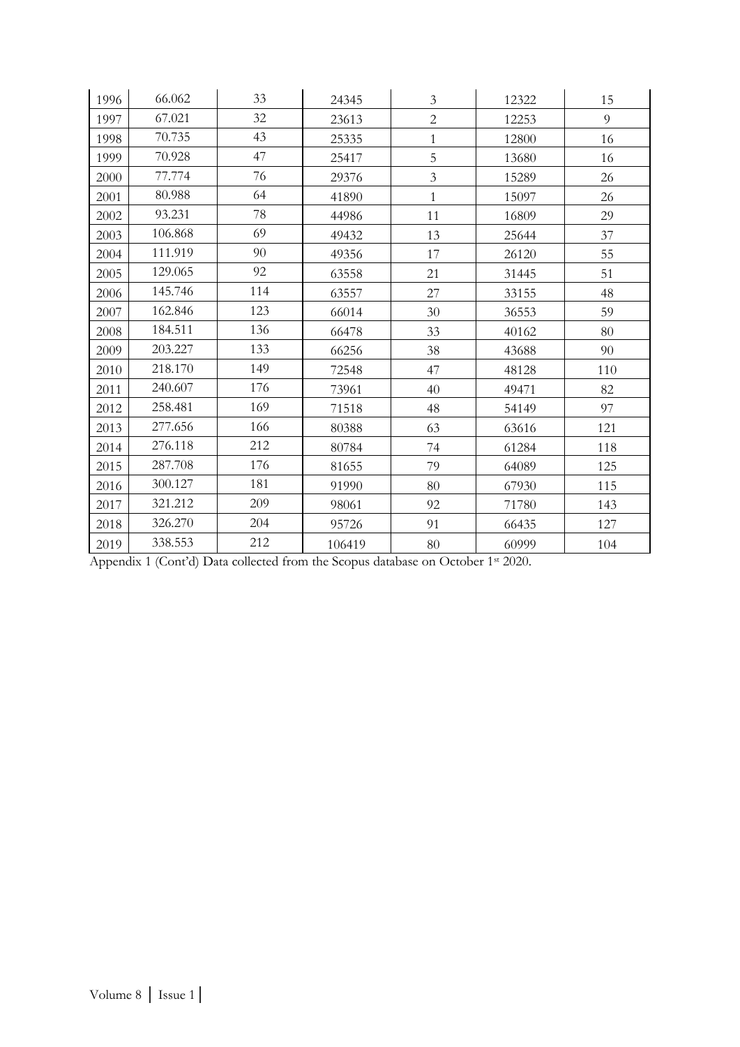| | | | | | | |
|---|---|---|---|---|---|---|
| 1996 | 66.062 | 33 | 24345 | 3 | 12322 | 15 |
| 1997 | 67.021 | 32 | 23613 | 2 | 12253 | 9 |
| 1998 | 70.735 | 43 | 25335 | 1 | 12800 | 16 |
| 1999 | 70.928 | 47 | 25417 | 5 | 13680 | 16 |
| 2000 | 77.774 | 76 | 29376 | 3 | 15289 | 26 |
| 2001 | 80.988 | 64 | 41890 | 1 | 15097 | 26 |
| 2002 | 93.231 | 78 | 44986 | 11 | 16809 | 29 |
| 2003 | 106.868 | 69 | 49432 | 13 | 25644 | 37 |
| 2004 | 111.919 | 90 | 49356 | 17 | 26120 | 55 |
| 2005 | 129.065 | 92 | 63558 | 21 | 31445 | 51 |
| 2006 | 145.746 | 114 | 63557 | 27 | 33155 | 48 |
| 2007 | 162.846 | 123 | 66014 | 30 | 36553 | 59 |
| 2008 | 184.511 | 136 | 66478 | 33 | 40162 | 80 |
| 2009 | 203.227 | 133 | 66256 | 38 | 43688 | 90 |
| 2010 | 218.170 | 149 | 72548 | 47 | 48128 | 110 |
| 2011 | 240.607 | 176 | 73961 | 40 | 49471 | 82 |
| 2012 | 258.481 | 169 | 71518 | 48 | 54149 | 97 |
| 2013 | 277.656 | 166 | 80388 | 63 | 63616 | 121 |
| 2014 | 276.118 | 212 | 80784 | 74 | 61284 | 118 |
| 2015 | 287.708 | 176 | 81655 | 79 | 64089 | 125 |
| 2016 | 300.127 | 181 | 91990 | 80 | 67930 | 115 |
| 2017 | 321.212 | 209 | 98061 | 92 | 71780 | 143 |
| 2018 | 326.270 | 204 | 95726 | 91 | 66435 | 127 |
| 2019 | 338.553 | 212 | 106419 | 80 | 60999 | 104 |

Appendix 1 (Cont'd) Data collected from the Scopus database on October 1st 2020.